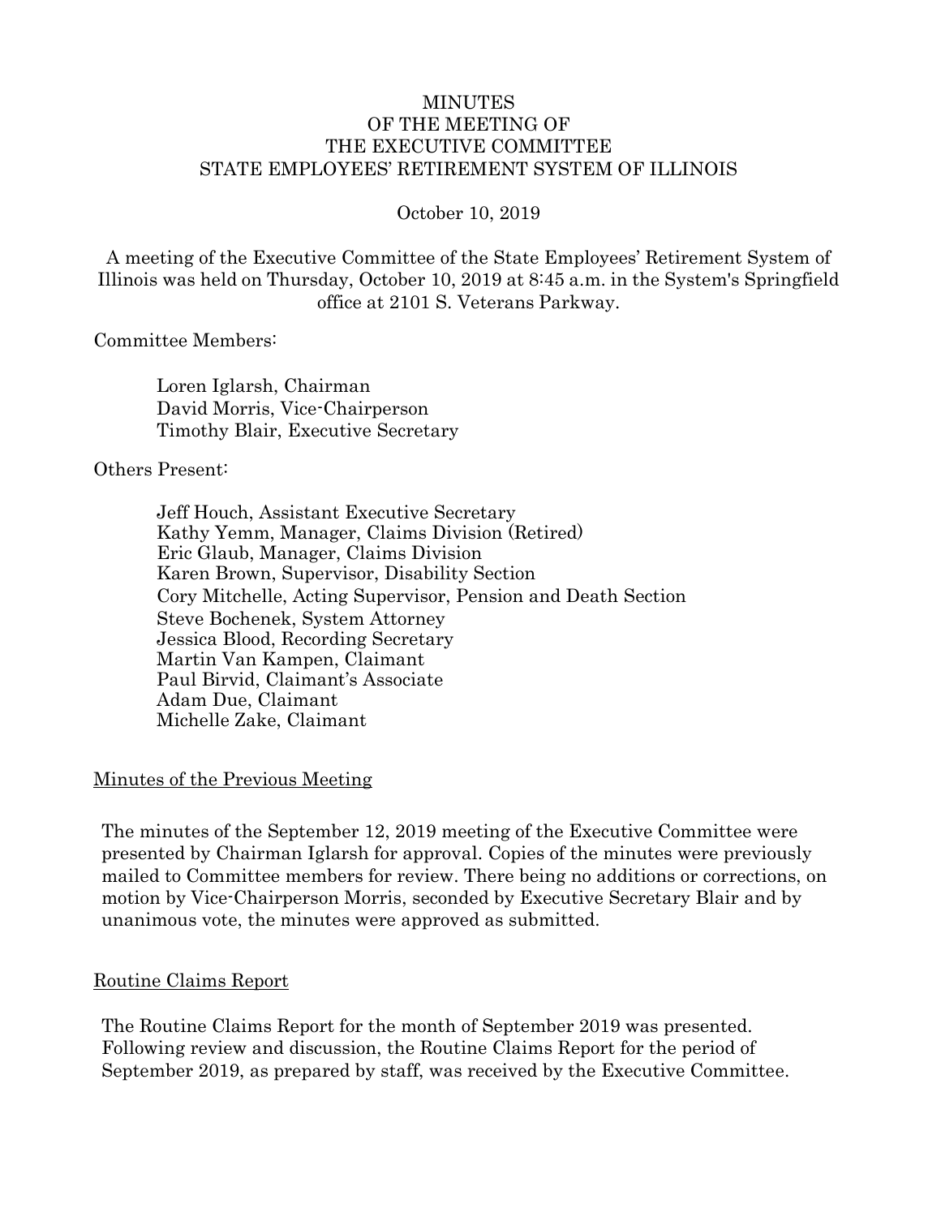# MINUTES
# OF THE MEETING OF
# THE EXECUTIVE COMMITTEE
# STATE EMPLOYEES' RETIREMENT SYSTEM OF ILLINOIS

October 10, 2019

A meeting of the Executive Committee of the State Employees' Retirement System of Illinois was held on Thursday, October 10, 2019 at 8:45 a.m. in the System's Springfield office at 2101 S. Veterans Parkway.

Committee Members:

Loren Iglarsh, Chairman
David Morris, Vice-Chairperson
Timothy Blair, Executive Secretary

Others Present:

Jeff Houch, Assistant Executive Secretary
Kathy Yemm, Manager, Claims Division (Retired)
Eric Glaub, Manager, Claims Division
Karen Brown, Supervisor, Disability Section
Cory Mitchelle, Acting Supervisor, Pension and Death Section
Steve Bochenek, System Attorney
Jessica Blood, Recording Secretary
Martin Van Kampen, Claimant
Paul Birvid, Claimant's Associate
Adam Due, Claimant
Michelle Zake, Claimant

## Minutes of the Previous Meeting

The minutes of the September 12, 2019 meeting of the Executive Committee were presented by Chairman Iglarsh for approval. Copies of the minutes were previously mailed to Committee members for review. There being no additions or corrections, on motion by Vice-Chairperson Morris, seconded by Executive Secretary Blair and by unanimous vote, the minutes were approved as submitted.

## Routine Claims Report

The Routine Claims Report for the month of September 2019 was presented. Following review and discussion, the Routine Claims Report for the period of September 2019, as prepared by staff, was received by the Executive Committee.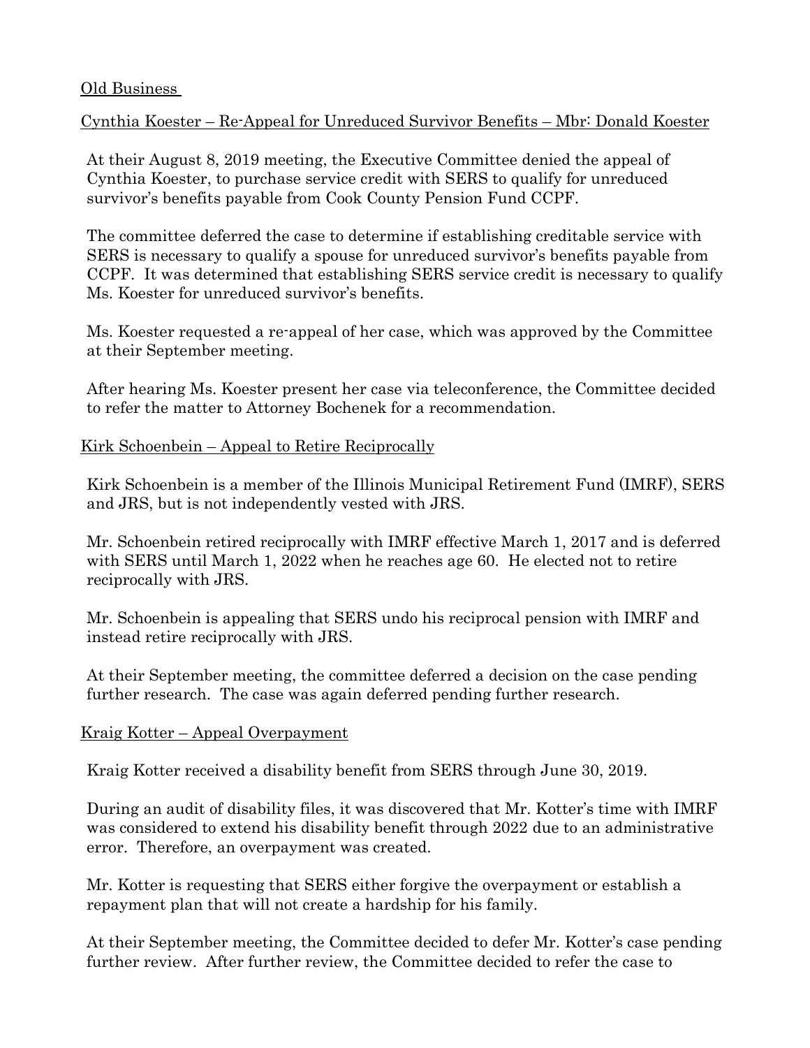## Old Business

### Cynthia Koester – Re-Appeal for Unreduced Survivor Benefits – Mbr: Donald Koester

At their August 8, 2019 meeting, the Executive Committee denied the appeal of Cynthia Koester, to purchase service credit with SERS to qualify for unreduced survivor's benefits payable from Cook County Pension Fund CCPF.

The committee deferred the case to determine if establishing creditable service with SERS is necessary to qualify a spouse for unreduced survivor's benefits payable from CCPF. It was determined that establishing SERS service credit is necessary to qualify Ms. Koester for unreduced survivor's benefits.

Ms. Koester requested a re-appeal of her case, which was approved by the Committee at their September meeting.

After hearing Ms. Koester present her case via teleconference, the Committee decided to refer the matter to Attorney Bochenek for a recommendation.

### Kirk Schoenbein – Appeal to Retire Reciprocally

Kirk Schoenbein is a member of the Illinois Municipal Retirement Fund (IMRF), SERS and JRS, but is not independently vested with JRS.

Mr. Schoenbein retired reciprocally with IMRF effective March 1, 2017 and is deferred with SERS until March 1, 2022 when he reaches age 60. He elected not to retire reciprocally with JRS.

Mr. Schoenbein is appealing that SERS undo his reciprocal pension with IMRF and instead retire reciprocally with JRS.

At their September meeting, the committee deferred a decision on the case pending further research. The case was again deferred pending further research.

### Kraig Kotter – Appeal Overpayment

Kraig Kotter received a disability benefit from SERS through June 30, 2019.

During an audit of disability files, it was discovered that Mr. Kotter's time with IMRF was considered to extend his disability benefit through 2022 due to an administrative error. Therefore, an overpayment was created.

Mr. Kotter is requesting that SERS either forgive the overpayment or establish a repayment plan that will not create a hardship for his family.

At their September meeting, the Committee decided to defer Mr. Kotter's case pending further review. After further review, the Committee decided to refer the case to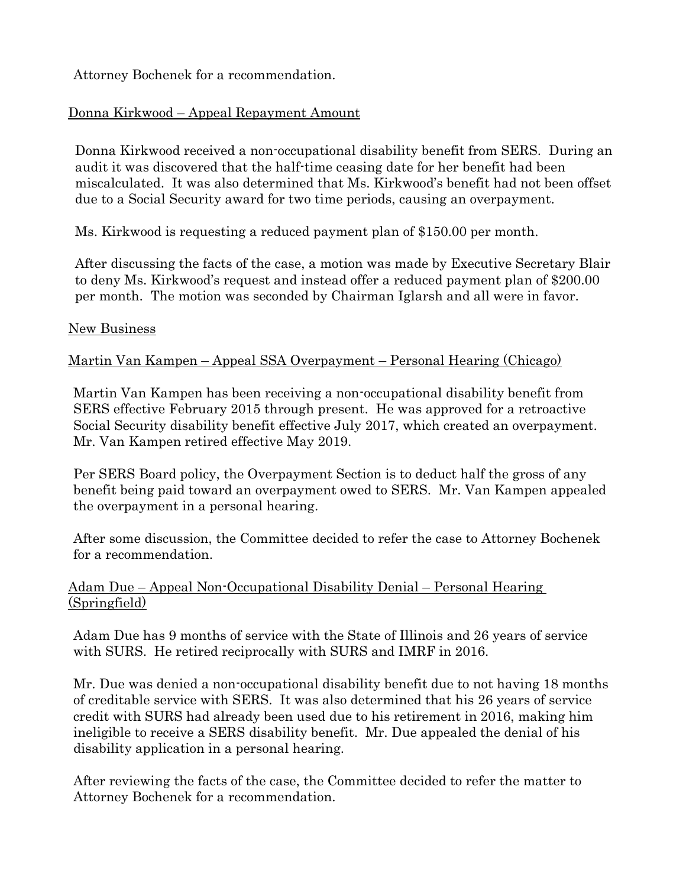Attorney Bochenek for a recommendation.

Donna Kirkwood – Appeal Repayment Amount

Donna Kirkwood received a non-occupational disability benefit from SERS. During an audit it was discovered that the half-time ceasing date for her benefit had been miscalculated. It was also determined that Ms. Kirkwood's benefit had not been offset due to a Social Security award for two time periods, causing an overpayment.

Ms. Kirkwood is requesting a reduced payment plan of $150.00 per month.

After discussing the facts of the case, a motion was made by Executive Secretary Blair to deny Ms. Kirkwood's request and instead offer a reduced payment plan of $200.00 per month. The motion was seconded by Chairman Iglarsh and all were in favor.

New Business

Martin Van Kampen – Appeal SSA Overpayment – Personal Hearing (Chicago)

Martin Van Kampen has been receiving a non-occupational disability benefit from SERS effective February 2015 through present. He was approved for a retroactive Social Security disability benefit effective July 2017, which created an overpayment. Mr. Van Kampen retired effective May 2019.

Per SERS Board policy, the Overpayment Section is to deduct half the gross of any benefit being paid toward an overpayment owed to SERS. Mr. Van Kampen appealed the overpayment in a personal hearing.

After some discussion, the Committee decided to refer the case to Attorney Bochenek for a recommendation.

Adam Due – Appeal Non-Occupational Disability Denial – Personal Hearing (Springfield)

Adam Due has 9 months of service with the State of Illinois and 26 years of service with SURS. He retired reciprocally with SURS and IMRF in 2016.

Mr. Due was denied a non-occupational disability benefit due to not having 18 months of creditable service with SERS. It was also determined that his 26 years of service credit with SURS had already been used due to his retirement in 2016, making him ineligible to receive a SERS disability benefit. Mr. Due appealed the denial of his disability application in a personal hearing.

After reviewing the facts of the case, the Committee decided to refer the matter to Attorney Bochenek for a recommendation.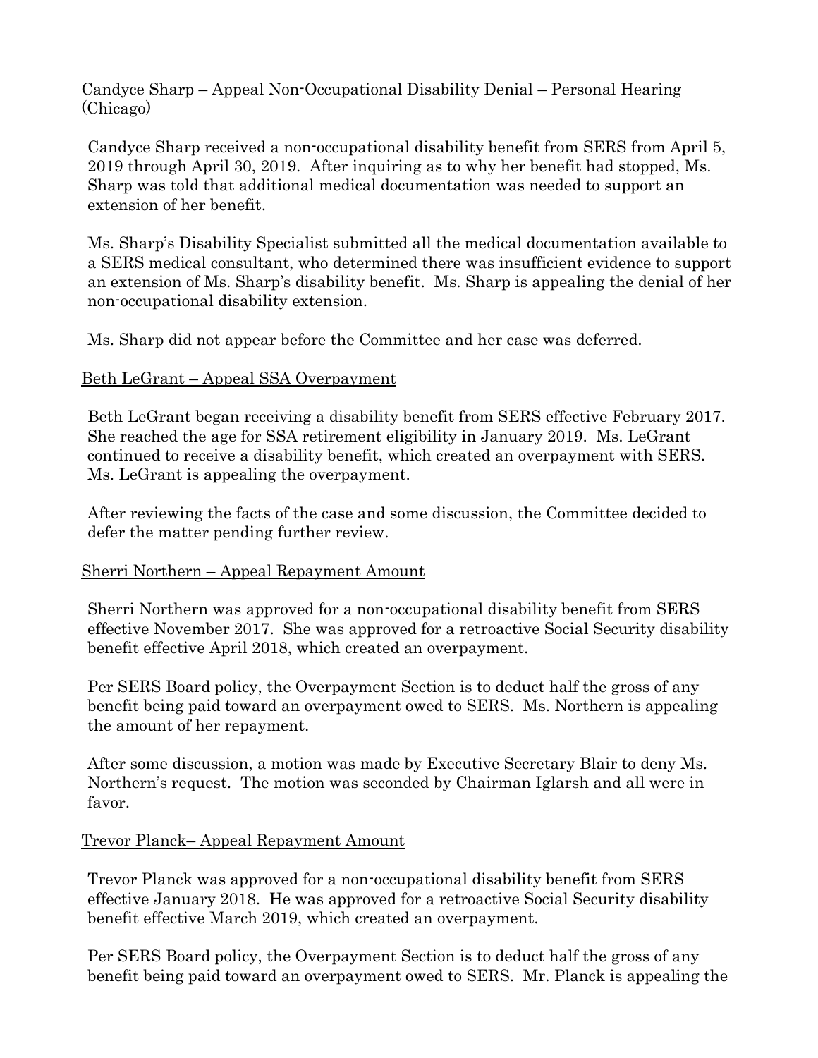<u>Candyce Sharp – Appeal Non-Occupational Disability Denial – Personal Hearing (Chicago)</u>

Candyce Sharp received a non-occupational disability benefit from SERS from April 5, 2019 through April 30, 2019. After inquiring as to why her benefit had stopped, Ms. Sharp was told that additional medical documentation was needed to support an extension of her benefit.

Ms. Sharp's Disability Specialist submitted all the medical documentation available to a SERS medical consultant, who determined there was insufficient evidence to support an extension of Ms. Sharp's disability benefit. Ms. Sharp is appealing the denial of her non-occupational disability extension.

Ms. Sharp did not appear before the Committee and her case was deferred.

<u>Beth LeGrant – Appeal SSA Overpayment</u>

Beth LeGrant began receiving a disability benefit from SERS effective February 2017. She reached the age for SSA retirement eligibility in January 2019. Ms. LeGrant continued to receive a disability benefit, which created an overpayment with SERS. Ms. LeGrant is appealing the overpayment.

After reviewing the facts of the case and some discussion, the Committee decided to defer the matter pending further review.

<u>Sherri Northern – Appeal Repayment Amount</u>

Sherri Northern was approved for a non-occupational disability benefit from SERS effective November 2017. She was approved for a retroactive Social Security disability benefit effective April 2018, which created an overpayment.

Per SERS Board policy, the Overpayment Section is to deduct half the gross of any benefit being paid toward an overpayment owed to SERS. Ms. Northern is appealing the amount of her repayment.

After some discussion, a motion was made by Executive Secretary Blair to deny Ms. Northern's request. The motion was seconded by Chairman Iglarsh and all were in favor.

<u>Trevor Planck– Appeal Repayment Amount</u>

Trevor Planck was approved for a non-occupational disability benefit from SERS effective January 2018. He was approved for a retroactive Social Security disability benefit effective March 2019, which created an overpayment.

Per SERS Board policy, the Overpayment Section is to deduct half the gross of any benefit being paid toward an overpayment owed to SERS. Mr. Planck is appealing the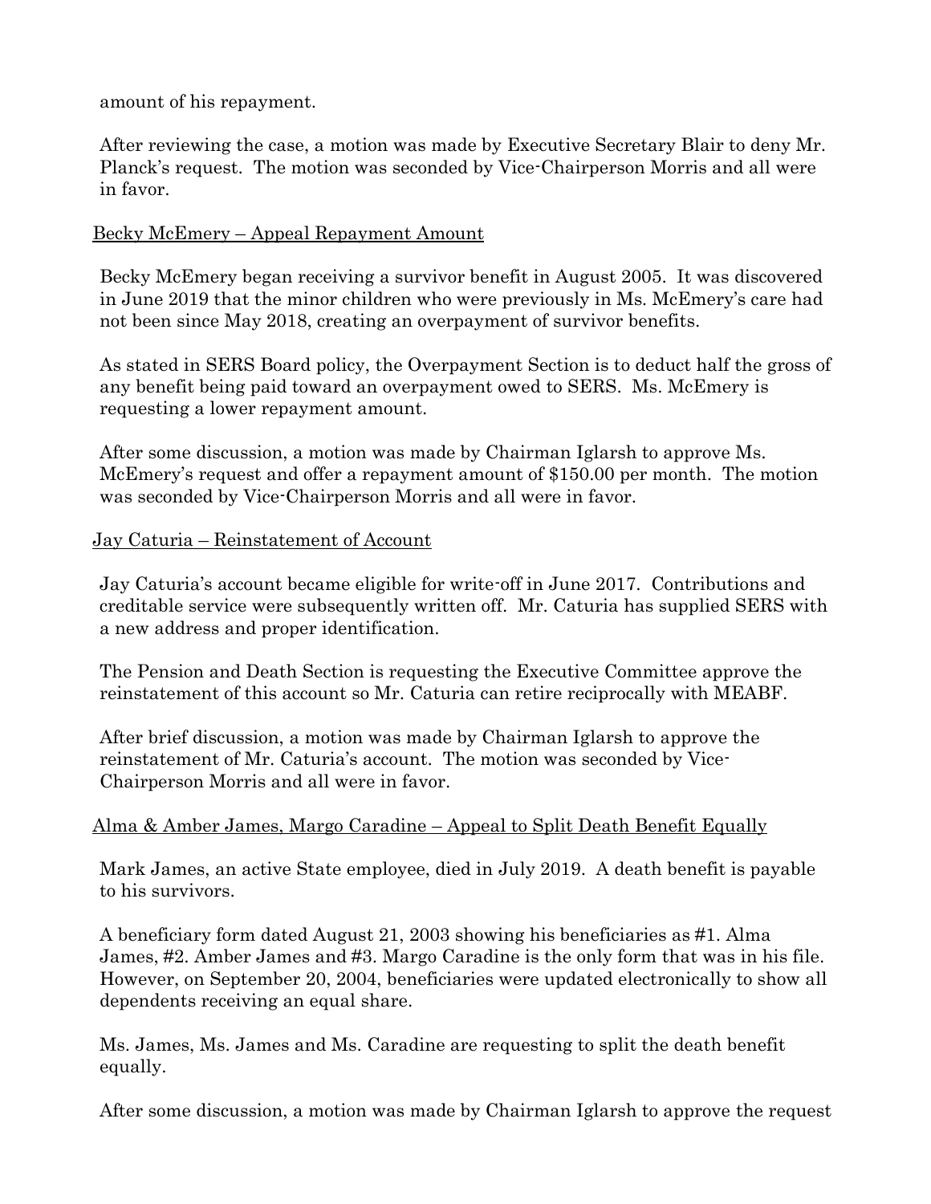amount of his repayment.

After reviewing the case, a motion was made by Executive Secretary Blair to deny Mr. Planck's request. The motion was seconded by Vice-Chairperson Morris and all were in favor.

Becky McEmery – Appeal Repayment Amount

Becky McEmery began receiving a survivor benefit in August 2005. It was discovered in June 2019 that the minor children who were previously in Ms. McEmery's care had not been since May 2018, creating an overpayment of survivor benefits.

As stated in SERS Board policy, the Overpayment Section is to deduct half the gross of any benefit being paid toward an overpayment owed to SERS. Ms. McEmery is requesting a lower repayment amount.

After some discussion, a motion was made by Chairman Iglarsh to approve Ms. McEmery's request and offer a repayment amount of $150.00 per month. The motion was seconded by Vice-Chairperson Morris and all were in favor.

Jay Caturia – Reinstatement of Account

Jay Caturia's account became eligible for write-off in June 2017. Contributions and creditable service were subsequently written off. Mr. Caturia has supplied SERS with a new address and proper identification.

The Pension and Death Section is requesting the Executive Committee approve the reinstatement of this account so Mr. Caturia can retire reciprocally with MEABF.

After brief discussion, a motion was made by Chairman Iglarsh to approve the reinstatement of Mr. Caturia's account. The motion was seconded by Vice-Chairperson Morris and all were in favor.

Alma & Amber James, Margo Caradine – Appeal to Split Death Benefit Equally

Mark James, an active State employee, died in July 2019. A death benefit is payable to his survivors.

A beneficiary form dated August 21, 2003 showing his beneficiaries as #1. Alma James, #2. Amber James and #3. Margo Caradine is the only form that was in his file. However, on September 20, 2004, beneficiaries were updated electronically to show all dependents receiving an equal share.

Ms. James, Ms. James and Ms. Caradine are requesting to split the death benefit equally.

After some discussion, a motion was made by Chairman Iglarsh to approve the request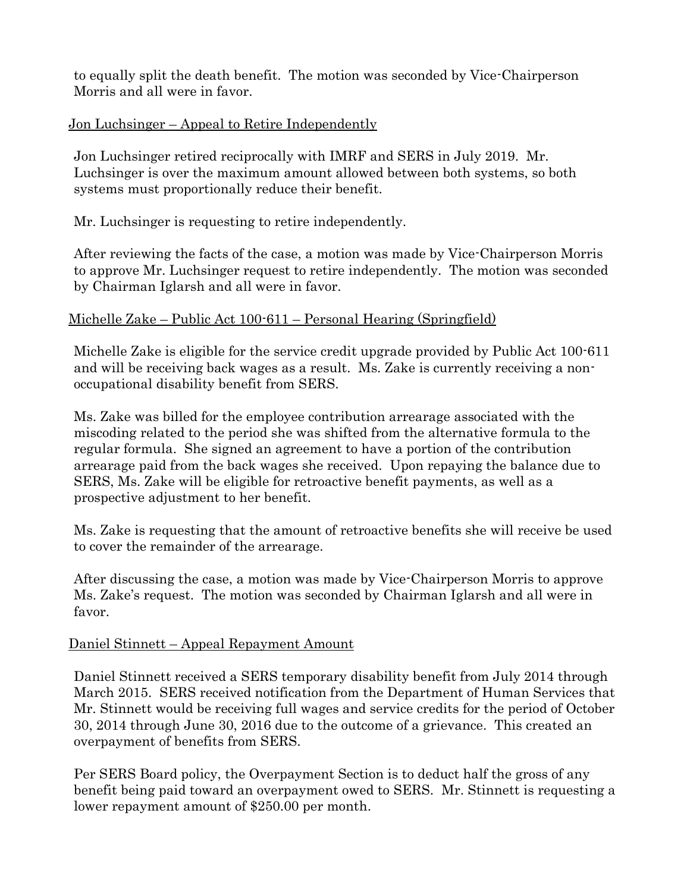to equally split the death benefit. The motion was seconded by Vice-Chairperson Morris and all were in favor.

Jon Luchsinger – Appeal to Retire Independently

Jon Luchsinger retired reciprocally with IMRF and SERS in July 2019. Mr. Luchsinger is over the maximum amount allowed between both systems, so both systems must proportionally reduce their benefit.

Mr. Luchsinger is requesting to retire independently.

After reviewing the facts of the case, a motion was made by Vice-Chairperson Morris to approve Mr. Luchsinger request to retire independently. The motion was seconded by Chairman Iglarsh and all were in favor.

Michelle Zake – Public Act 100-611 – Personal Hearing (Springfield)

Michelle Zake is eligible for the service credit upgrade provided by Public Act 100-611 and will be receiving back wages as a result. Ms. Zake is currently receiving a non-occupational disability benefit from SERS.

Ms. Zake was billed for the employee contribution arrearage associated with the miscoding related to the period she was shifted from the alternative formula to the regular formula. She signed an agreement to have a portion of the contribution arrearage paid from the back wages she received. Upon repaying the balance due to SERS, Ms. Zake will be eligible for retroactive benefit payments, as well as a prospective adjustment to her benefit.

Ms. Zake is requesting that the amount of retroactive benefits she will receive be used to cover the remainder of the arrearage.

After discussing the case, a motion was made by Vice-Chairperson Morris to approve Ms. Zake's request. The motion was seconded by Chairman Iglarsh and all were in favor.

Daniel Stinnett – Appeal Repayment Amount

Daniel Stinnett received a SERS temporary disability benefit from July 2014 through March 2015. SERS received notification from the Department of Human Services that Mr. Stinnett would be receiving full wages and service credits for the period of October 30, 2014 through June 30, 2016 due to the outcome of a grievance. This created an overpayment of benefits from SERS.

Per SERS Board policy, the Overpayment Section is to deduct half the gross of any benefit being paid toward an overpayment owed to SERS. Mr. Stinnett is requesting a lower repayment amount of $250.00 per month.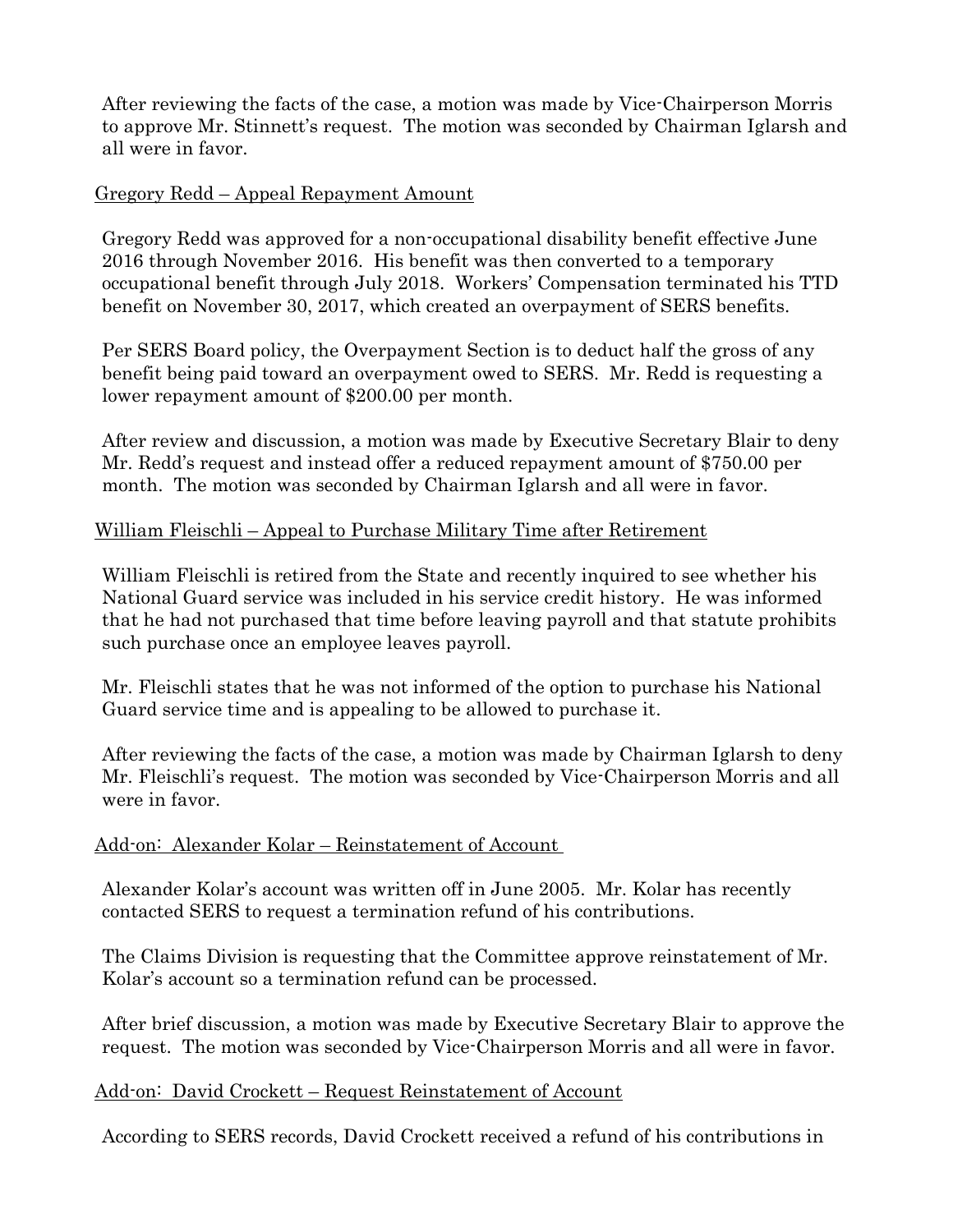After reviewing the facts of the case, a motion was made by Vice-Chairperson Morris to approve Mr. Stinnett's request. The motion was seconded by Chairman Iglarsh and all were in favor.

Gregory Redd – Appeal Repayment Amount

Gregory Redd was approved for a non-occupational disability benefit effective June 2016 through November 2016. His benefit was then converted to a temporary occupational benefit through July 2018. Workers' Compensation terminated his TTD benefit on November 30, 2017, which created an overpayment of SERS benefits.

Per SERS Board policy, the Overpayment Section is to deduct half the gross of any benefit being paid toward an overpayment owed to SERS. Mr. Redd is requesting a lower repayment amount of $200.00 per month.

After review and discussion, a motion was made by Executive Secretary Blair to deny Mr. Redd's request and instead offer a reduced repayment amount of $750.00 per month. The motion was seconded by Chairman Iglarsh and all were in favor.

William Fleischli – Appeal to Purchase Military Time after Retirement

William Fleischli is retired from the State and recently inquired to see whether his National Guard service was included in his service credit history. He was informed that he had not purchased that time before leaving payroll and that statute prohibits such purchase once an employee leaves payroll.

Mr. Fleischli states that he was not informed of the option to purchase his National Guard service time and is appealing to be allowed to purchase it.

After reviewing the facts of the case, a motion was made by Chairman Iglarsh to deny Mr. Fleischli's request. The motion was seconded by Vice-Chairperson Morris and all were in favor.

Add-on: Alexander Kolar – Reinstatement of Account

Alexander Kolar's account was written off in June 2005. Mr. Kolar has recently contacted SERS to request a termination refund of his contributions.

The Claims Division is requesting that the Committee approve reinstatement of Mr. Kolar's account so a termination refund can be processed.

After brief discussion, a motion was made by Executive Secretary Blair to approve the request. The motion was seconded by Vice-Chairperson Morris and all were in favor.

Add-on: David Crockett – Request Reinstatement of Account

According to SERS records, David Crockett received a refund of his contributions in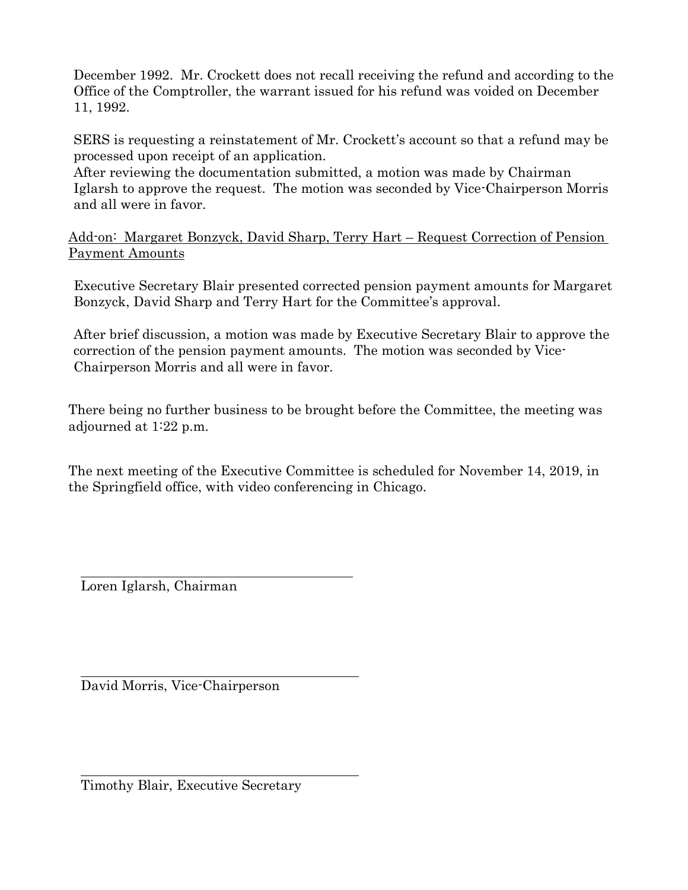December 1992. Mr. Crockett does not recall receiving the refund and according to the Office of the Comptroller, the warrant issued for his refund was voided on December 11, 1992.

SERS is requesting a reinstatement of Mr. Crockett's account so that a refund may be processed upon receipt of an application.

After reviewing the documentation submitted, a motion was made by Chairman Iglarsh to approve the request. The motion was seconded by Vice-Chairperson Morris and all were in favor.

<u>Add-on: Margaret Bonzyck, David Sharp, Terry Hart – Request Correction of Pension Payment Amounts</u>

Executive Secretary Blair presented corrected pension payment amounts for Margaret Bonzyck, David Sharp and Terry Hart for the Committee's approval.

After brief discussion, a motion was made by Executive Secretary Blair to approve the correction of the pension payment amounts. The motion was seconded by Vice-Chairperson Morris and all were in favor.

There being no further business to be brought before the Committee, the meeting was adjourned at 1:22 p.m.

The next meeting of the Executive Committee is scheduled for November 14, 2019, in the Springfield office, with video conferencing in Chicago.

\_\_\_\_\_\_\_\_\_\_\_\_\_\_\_\_\_\_\_\_\_\_\_\_\_\_\_\_\_\_\_\_\_\_\_\_

Loren Iglarsh, Chairman

\_\_\_\_\_\_\_\_\_\_\_\_\_\_\_\_\_\_\_\_\_\_\_\_\_\_\_\_\_\_\_\_\_\_\_\_

David Morris, Vice-Chairperson

\_\_\_\_\_\_\_\_\_\_\_\_\_\_\_\_\_\_\_\_\_\_\_\_\_\_\_\_\_\_\_\_\_\_\_\_

Timothy Blair, Executive Secretary